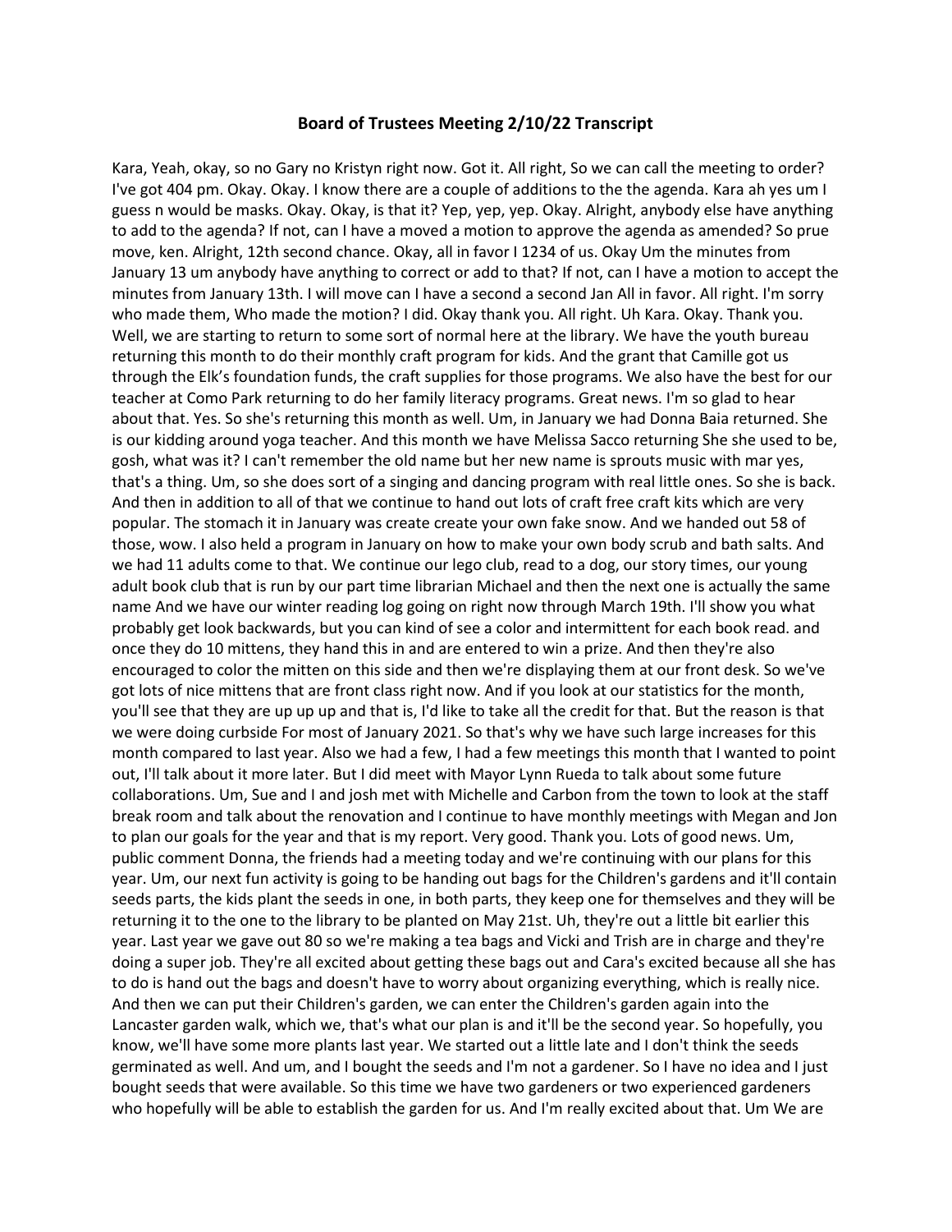**Board of Trustees Meeting 2/10/22 Transcript**

Kara, Yeah, okay, so no Gary no Kristyn right now. Got it. All right, So we can call the meeting to order? I've got 404 pm. Okay. Okay. I know there are a couple of additions to the the agenda. Kara ah yes um I guess n would be masks. Okay. Okay, is that it? Yep, yep, yep. Okay. Alright, anybody else have anything to add to the agenda? If not, can I have a moved a motion to approve the agenda as amended? So prue move, ken. Alright, 12th second chance. Okay, all in favor I 1234 of us. Okay Um the minutes from January 13 um anybody have anything to correct or add to that? If not, can I have a motion to accept the minutes from January 13th. I will move can I have a second a second Jan All in favor. All right. I'm sorry who made them, Who made the motion? I did. Okay thank you. All right. Uh Kara. Okay. Thank you. Well, we are starting to return to some sort of normal here at the library. We have the youth bureau returning this month to do their monthly craft program for kids. And the grant that Camille got us through the Elk's foundation funds, the craft supplies for those programs. We also have the best for our teacher at Como Park returning to do her family literacy programs. Great news. I'm so glad to hear about that. Yes. So she's returning this month as well. Um, in January we had Donna Baia returned. She is our kidding around yoga teacher. And this month we have Melissa Sacco returning She she used to be, gosh, what was it? I can't remember the old name but her new name is sprouts music with mar yes, that's a thing. Um, so she does sort of a singing and dancing program with real little ones. So she is back. And then in addition to all of that we continue to hand out lots of craft free craft kits which are very popular. The stomach it in January was create create your own fake snow. And we handed out 58 of those, wow. I also held a program in January on how to make your own body scrub and bath salts. And we had 11 adults come to that. We continue our lego club, read to a dog, our story times, our young adult book club that is run by our part time librarian Michael and then the next one is actually the same name And we have our winter reading log going on right now through March 19th. I'll show you what probably get look backwards, but you can kind of see a color and intermittent for each book read. and once they do 10 mittens, they hand this in and are entered to win a prize. And then they're also encouraged to color the mitten on this side and then we're displaying them at our front desk. So we've got lots of nice mittens that are front class right now. And if you look at our statistics for the month, you'll see that they are up up up and that is, I'd like to take all the credit for that. But the reason is that we were doing curbside For most of January 2021. So that's why we have such large increases for this month compared to last year. Also we had a few, I had a few meetings this month that I wanted to point out, I'll talk about it more later. But I did meet with Mayor Lynn Rueda to talk about some future collaborations. Um, Sue and I and josh met with Michelle and Carbon from the town to look at the staff break room and talk about the renovation and I continue to have monthly meetings with Megan and Jon to plan our goals for the year and that is my report. Very good. Thank you. Lots of good news. Um, public comment Donna, the friends had a meeting today and we're continuing with our plans for this year. Um, our next fun activity is going to be handing out bags for the Children's gardens and it'll contain seeds parts, the kids plant the seeds in one, in both parts, they keep one for themselves and they will be returning it to the one to the library to be planted on May 21st. Uh, they're out a little bit earlier this year. Last year we gave out 80 so we're making a tea bags and Vicki and Trish are in charge and they're doing a super job. They're all excited about getting these bags out and Cara's excited because all she has to do is hand out the bags and doesn't have to worry about organizing everything, which is really nice. And then we can put their Children's garden, we can enter the Children's garden again into the Lancaster garden walk, which we, that's what our plan is and it'll be the second year. So hopefully, you know, we'll have some more plants last year. We started out a little late and I don't think the seeds germinated as well. And um, and I bought the seeds and I'm not a gardener. So I have no idea and I just bought seeds that were available. So this time we have two gardeners or two experienced gardeners who hopefully will be able to establish the garden for us. And I'm really excited about that. Um We are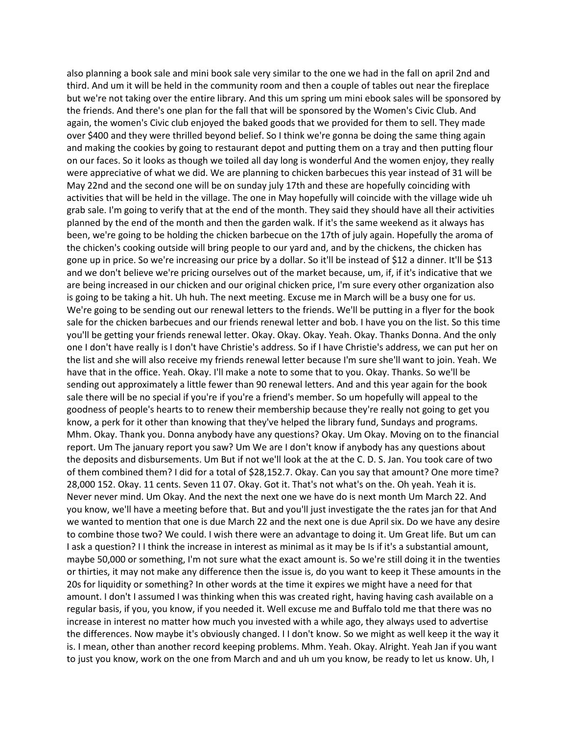also planning a book sale and mini book sale very similar to the one we had in the fall on april 2nd and third. And um it will be held in the community room and then a couple of tables out near the fireplace but we're not taking over the entire library. And this um spring um mini ebook sales will be sponsored by the friends. And there's one plan for the fall that will be sponsored by the Women's Civic Club. And again, the women's Civic club enjoyed the baked goods that we provided for them to sell. They made over $400 and they were thrilled beyond belief. So I think we're gonna be doing the same thing again and making the cookies by going to restaurant depot and putting them on a tray and then putting flour on our faces. So it looks as though we toiled all day long is wonderful And the women enjoy, they really were appreciative of what we did. We are planning to chicken barbecues this year instead of 31 will be May 22nd and the second one will be on sunday july 17th and these are hopefully coinciding with activities that will be held in the village. The one in May hopefully will coincide with the village wide uh grab sale. I'm going to verify that at the end of the month. They said they should have all their activities planned by the end of the month and then the garden walk. If it's the same weekend as it always has been, we're going to be holding the chicken barbecue on the 17th of july again. Hopefully the aroma of the chicken's cooking outside will bring people to our yard and, and by the chickens, the chicken has gone up in price. So we're increasing our price by a dollar. So it'll be instead of $12 a dinner. It'll be $13 and we don't believe we're pricing ourselves out of the market because, um, if, if it's indicative that we are being increased in our chicken and our original chicken price, I'm sure every other organization also is going to be taking a hit. Uh huh. The next meeting. Excuse me in March will be a busy one for us. We're going to be sending out our renewal letters to the friends. We'll be putting in a flyer for the book sale for the chicken barbecues and our friends renewal letter and bob. I have you on the list. So this time you'll be getting your friends renewal letter. Okay. Okay. Okay. Yeah. Okay. Thanks Donna. And the only one I don't have really is I don't have Christie's address. So if I have Christie's address, we can put her on the list and she will also receive my friends renewal letter because I'm sure she'll want to join. Yeah. We have that in the office. Yeah. Okay. I'll make a note to some that to you. Okay. Thanks. So we'll be sending out approximately a little fewer than 90 renewal letters. And and this year again for the book sale there will be no special if you're if you're a friend's member. So um hopefully will appeal to the goodness of people's hearts to to renew their membership because they're really not going to get you know, a perk for it other than knowing that they've helped the library fund, Sundays and programs. Mhm. Okay. Thank you. Donna anybody have any questions? Okay. Um Okay. Moving on to the financial report. Um The january report you saw? Um We are I don't know if anybody has any questions about the deposits and disbursements. Um But if not we'll look at the at the C. D. S. Jan. You took care of two of them combined them? I did for a total of $28,152.7. Okay. Can you say that amount? One more time? 28,000 152. Okay. 11 cents. Seven 11 07. Okay. Got it. That's not what's on the. Oh yeah. Yeah it is. Never never mind. Um Okay. And the next the next one we have do is next month Um March 22. And you know, we'll have a meeting before that. But and you'll just investigate the the rates jan for that And we wanted to mention that one is due March 22 and the next one is due April six. Do we have any desire to combine those two? We could. I wish there were an advantage to doing it. Um Great life. But um can I ask a question? I I think the increase in interest as minimal as it may be Is if it's a substantial amount, maybe 50,000 or something, I'm not sure what the exact amount is. So we're still doing it in the twenties or thirties, it may not make any difference then the issue is, do you want to keep it These amounts in the 20s for liquidity or something? In other words at the time it expires we might have a need for that amount. I don't I assumed I was thinking when this was created right, having having cash available on a regular basis, if you, you know, if you needed it. Well excuse me and Buffalo told me that there was no increase in interest no matter how much you invested with a while ago, they always used to advertise the differences. Now maybe it's obviously changed. I I don't know. So we might as well keep it the way it is. I mean, other than another record keeping problems. Mhm. Yeah. Okay. Alright. Yeah Jan if you want to just you know, work on the one from March and and uh um you know, be ready to let us know. Uh, I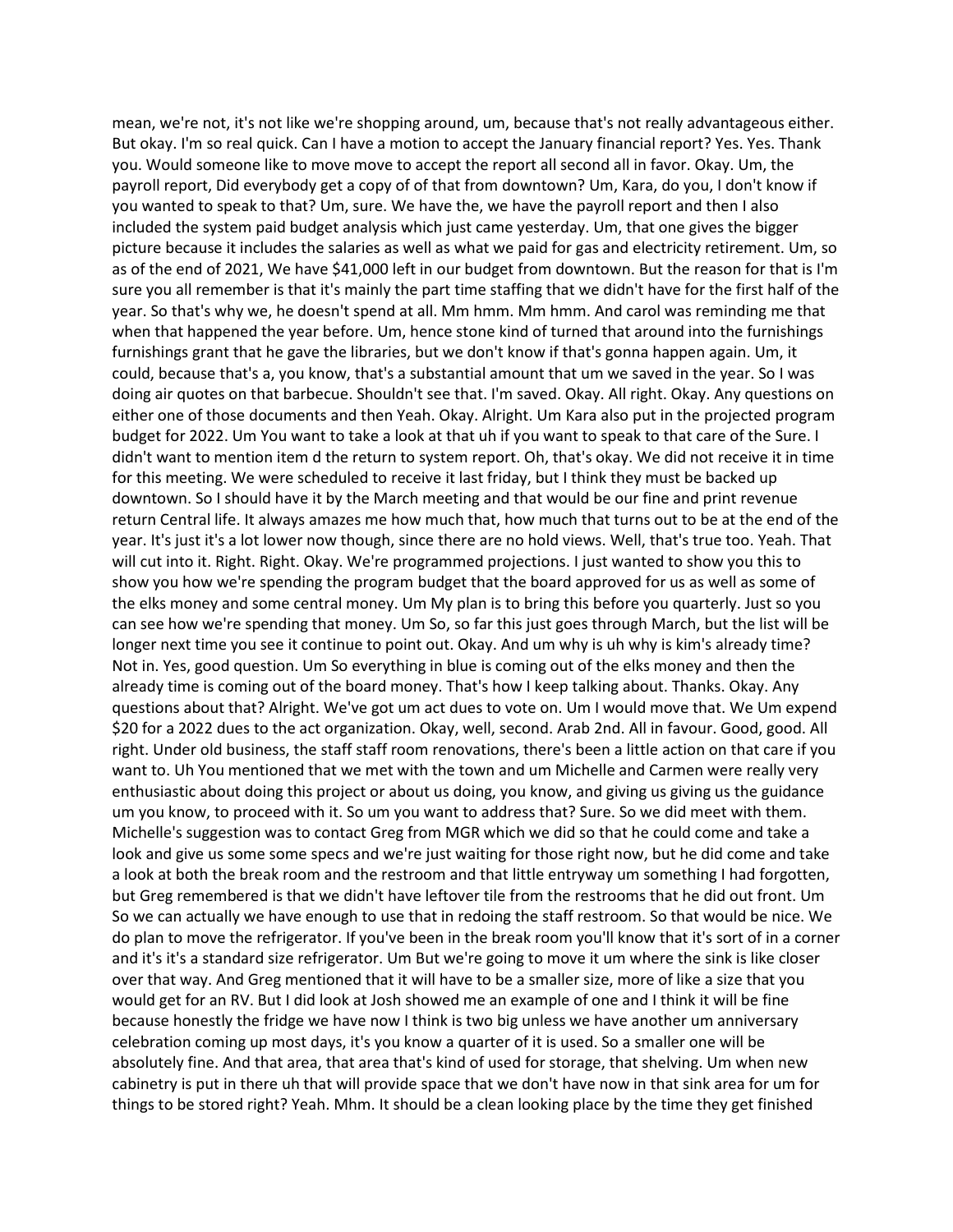mean, we're not, it's not like we're shopping around, um, because that's not really advantageous either. But okay. I'm so real quick. Can I have a motion to accept the January financial report? Yes. Yes. Thank you. Would someone like to move move to accept the report all second all in favor. Okay. Um, the payroll report, Did everybody get a copy of of that from downtown? Um, Kara, do you, I don't know if you wanted to speak to that? Um, sure. We have the, we have the payroll report and then I also included the system paid budget analysis which just came yesterday. Um, that one gives the bigger picture because it includes the salaries as well as what we paid for gas and electricity retirement. Um, so as of the end of 2021, We have $41,000 left in our budget from downtown. But the reason for that is I'm sure you all remember is that it's mainly the part time staffing that we didn't have for the first half of the year. So that's why we, he doesn't spend at all. Mm hmm. Mm hmm. And carol was reminding me that when that happened the year before. Um, hence stone kind of turned that around into the furnishings furnishings grant that he gave the libraries, but we don't know if that's gonna happen again. Um, it could, because that's a, you know, that's a substantial amount that um we saved in the year. So I was doing air quotes on that barbecue. Shouldn't see that. I'm saved. Okay. All right. Okay. Any questions on either one of those documents and then Yeah. Okay. Alright. Um Kara also put in the projected program budget for 2022. Um You want to take a look at that uh if you want to speak to that care of the Sure. I didn't want to mention item d the return to system report. Oh, that's okay. We did not receive it in time for this meeting. We were scheduled to receive it last friday, but I think they must be backed up downtown. So I should have it by the March meeting and that would be our fine and print revenue return Central life. It always amazes me how much that, how much that turns out to be at the end of the year. It's just it's a lot lower now though, since there are no hold views. Well, that's true too. Yeah. That will cut into it. Right. Right. Okay. We're programmed projections. I just wanted to show you this to show you how we're spending the program budget that the board approved for us as well as some of the elks money and some central money. Um My plan is to bring this before you quarterly. Just so you can see how we're spending that money. Um So, so far this just goes through March, but the list will be longer next time you see it continue to point out. Okay. And um why is uh why is kim's already time? Not in. Yes, good question. Um So everything in blue is coming out of the elks money and then the already time is coming out of the board money. That's how I keep talking about. Thanks. Okay. Any questions about that? Alright. We've got um act dues to vote on. Um I would move that. We Um expend $20 for a 2022 dues to the act organization. Okay, well, second. Arab 2nd. All in favour. Good, good. All right. Under old business, the staff staff room renovations, there's been a little action on that care if you want to. Uh You mentioned that we met with the town and um Michelle and Carmen were really very enthusiastic about doing this project or about us doing, you know, and giving us giving us the guidance um you know, to proceed with it. So um you want to address that? Sure. So we did meet with them. Michelle's suggestion was to contact Greg from MGR which we did so that he could come and take a look and give us some some specs and we're just waiting for those right now, but he did come and take a look at both the break room and the restroom and that little entryway um something I had forgotten, but Greg remembered is that we didn't have leftover tile from the restrooms that he did out front. Um So we can actually we have enough to use that in redoing the staff restroom. So that would be nice. We do plan to move the refrigerator. If you've been in the break room you'll know that it's sort of in a corner and it's it's a standard size refrigerator. Um But we're going to move it um where the sink is like closer over that way. And Greg mentioned that it will have to be a smaller size, more of like a size that you would get for an RV. But I did look at Josh showed me an example of one and I think it will be fine because honestly the fridge we have now I think is two big unless we have another um anniversary celebration coming up most days, it's you know a quarter of it is used. So a smaller one will be absolutely fine. And that area, that area that's kind of used for storage, that shelving. Um when new cabinetry is put in there uh that will provide space that we don't have now in that sink area for um for things to be stored right? Yeah. Mhm. It should be a clean looking place by the time they get finished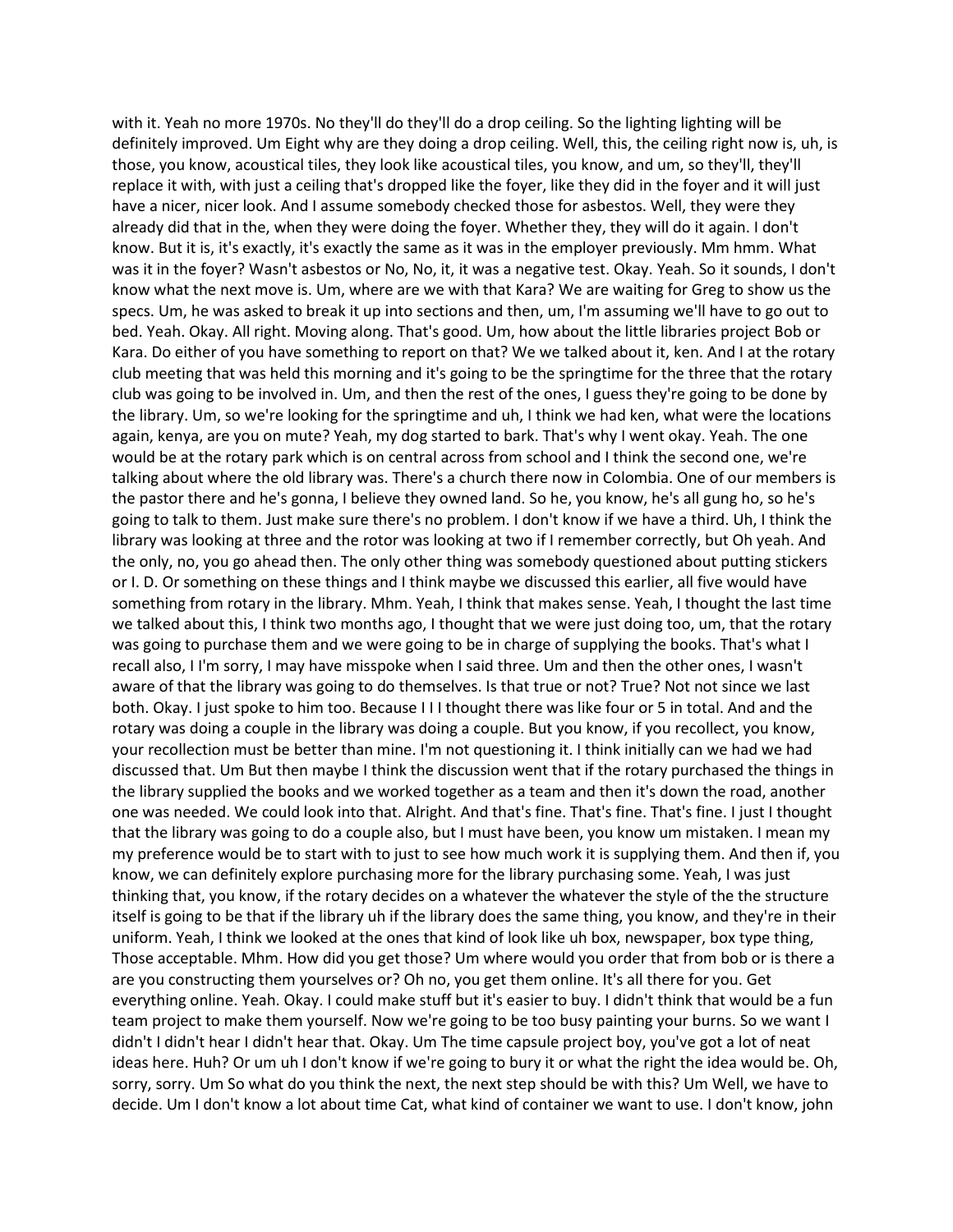with it. Yeah no more 1970s. No they'll do they'll do a drop ceiling. So the lighting lighting will be definitely improved. Um Eight why are they doing a drop ceiling. Well, this, the ceiling right now is, uh, is those, you know, acoustical tiles, they look like acoustical tiles, you know, and um, so they'll, they'll replace it with, with just a ceiling that's dropped like the foyer, like they did in the foyer and it will just have a nicer, nicer look. And I assume somebody checked those for asbestos. Well, they were they already did that in the, when they were doing the foyer. Whether they, they will do it again. I don't know. But it is, it's exactly, it's exactly the same as it was in the employer previously. Mm hmm. What was it in the foyer? Wasn't asbestos or No, No, it, it was a negative test. Okay. Yeah. So it sounds, I don't know what the next move is. Um, where are we with that Kara? We are waiting for Greg to show us the specs. Um, he was asked to break it up into sections and then, um, I'm assuming we'll have to go out to bed. Yeah. Okay. All right. Moving along. That's good. Um, how about the little libraries project Bob or Kara. Do either of you have something to report on that? We we talked about it, ken. And I at the rotary club meeting that was held this morning and it's going to be the springtime for the three that the rotary club was going to be involved in. Um, and then the rest of the ones, I guess they're going to be done by the library. Um, so we're looking for the springtime and uh, I think we had ken, what were the locations again, kenya, are you on mute? Yeah, my dog started to bark. That's why I went okay. Yeah. The one would be at the rotary park which is on central across from school and I think the second one, we're talking about where the old library was. There's a church there now in Colombia. One of our members is the pastor there and he's gonna, I believe they owned land. So he, you know, he's all gung ho, so he's going to talk to them. Just make sure there's no problem. I don't know if we have a third. Uh, I think the library was looking at three and the rotor was looking at two if I remember correctly, but Oh yeah. And the only, no, you go ahead then. The only other thing was somebody questioned about putting stickers or I. D. Or something on these things and I think maybe we discussed this earlier, all five would have something from rotary in the library. Mhm. Yeah, I think that makes sense. Yeah, I thought the last time we talked about this, I think two months ago, I thought that we were just doing too, um, that the rotary was going to purchase them and we were going to be in charge of supplying the books. That's what I recall also, I I'm sorry, I may have misspoke when I said three. Um and then the other ones, I wasn't aware of that the library was going to do themselves. Is that true or not? True? Not not since we last both. Okay. I just spoke to him too. Because I I I thought there was like four or 5 in total. And and the rotary was doing a couple in the library was doing a couple. But you know, if you recollect, you know, your recollection must be better than mine. I'm not questioning it. I think initially can we had we had discussed that. Um But then maybe I think the discussion went that if the rotary purchased the things in the library supplied the books and we worked together as a team and then it's down the road, another one was needed. We could look into that. Alright. And that's fine. That's fine. That's fine. I just I thought that the library was going to do a couple also, but I must have been, you know um mistaken. I mean my my preference would be to start with to just to see how much work it is supplying them. And then if, you know, we can definitely explore purchasing more for the library purchasing some. Yeah, I was just thinking that, you know, if the rotary decides on a whatever the whatever the style of the the structure itself is going to be that if the library uh if the library does the same thing, you know, and they're in their uniform. Yeah, I think we looked at the ones that kind of look like uh box, newspaper, box type thing, Those acceptable. Mhm. How did you get those? Um where would you order that from bob or is there a are you constructing them yourselves or? Oh no, you get them online. It's all there for you. Get everything online. Yeah. Okay. I could make stuff but it's easier to buy. I didn't think that would be a fun team project to make them yourself. Now we're going to be too busy painting your burns. So we want I didn't I didn't hear I didn't hear that. Okay. Um The time capsule project boy, you've got a lot of neat ideas here. Huh? Or um uh I don't know if we're going to bury it or what the right the idea would be. Oh, sorry, sorry. Um So what do you think the next, the next step should be with this? Um Well, we have to decide. Um I don't know a lot about time Cat, what kind of container we want to use. I don't know, john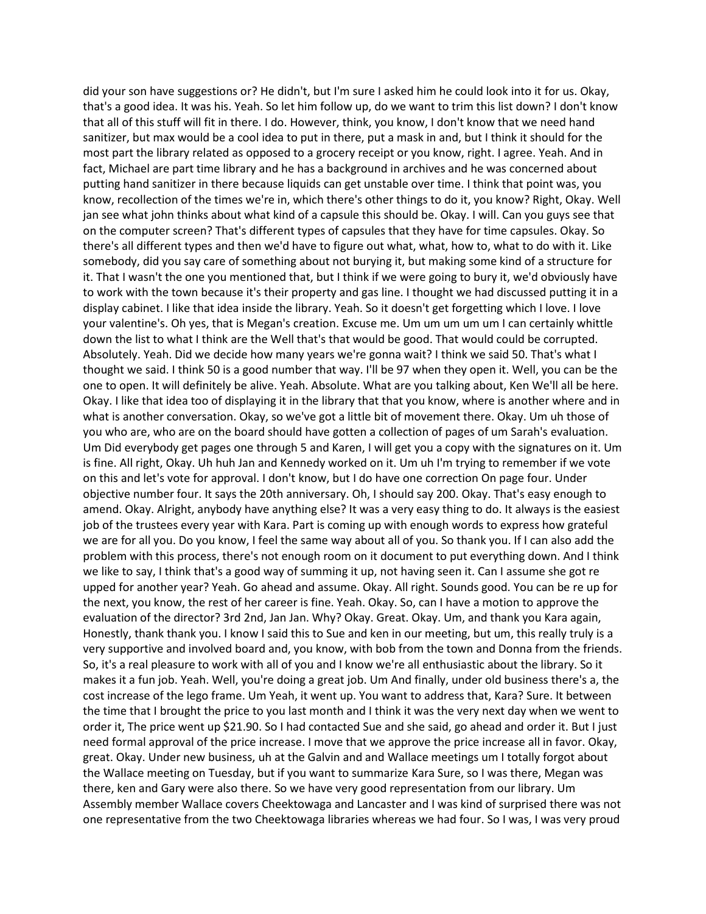did your son have suggestions or? He didn't, but I'm sure I asked him he could look into it for us. Okay, that's a good idea. It was his. Yeah. So let him follow up, do we want to trim this list down? I don't know that all of this stuff will fit in there. I do. However, think, you know, I don't know that we need hand sanitizer, but max would be a cool idea to put in there, put a mask in and, but I think it should for the most part the library related as opposed to a grocery receipt or you know, right. I agree. Yeah. And in fact, Michael are part time library and he has a background in archives and he was concerned about putting hand sanitizer in there because liquids can get unstable over time. I think that point was, you know, recollection of the times we're in, which there's other things to do it, you know? Right, Okay. Well jan see what john thinks about what kind of a capsule this should be. Okay. I will. Can you guys see that on the computer screen? That's different types of capsules that they have for time capsules. Okay. So there's all different types and then we'd have to figure out what, what, how to, what to do with it. Like somebody, did you say care of something about not burying it, but making some kind of a structure for it. That I wasn't the one you mentioned that, but I think if we were going to bury it, we'd obviously have to work with the town because it's their property and gas line. I thought we had discussed putting it in a display cabinet. I like that idea inside the library. Yeah. So it doesn't get forgetting which I love. I love your valentine's. Oh yes, that is Megan's creation. Excuse me. Um um um um um I can certainly whittle down the list to what I think are the Well that's that would be good. That would could be corrupted. Absolutely. Yeah. Did we decide how many years we're gonna wait? I think we said 50. That's what I thought we said. I think 50 is a good number that way. I'll be 97 when they open it. Well, you can be the one to open. It will definitely be alive. Yeah. Absolute. What are you talking about, Ken We'll all be here. Okay. I like that idea too of displaying it in the library that that you know, where is another where and in what is another conversation. Okay, so we've got a little bit of movement there. Okay. Um uh those of you who are, who are on the board should have gotten a collection of pages of um Sarah's evaluation. Um Did everybody get pages one through 5 and Karen, I will get you a copy with the signatures on it. Um is fine. All right, Okay. Uh huh Jan and Kennedy worked on it. Um uh I'm trying to remember if we vote on this and let's vote for approval. I don't know, but I do have one correction On page four. Under objective number four. It says the 20th anniversary. Oh, I should say 200. Okay. That's easy enough to amend. Okay. Alright, anybody have anything else? It was a very easy thing to do. It always is the easiest job of the trustees every year with Kara. Part is coming up with enough words to express how grateful we are for all you. Do you know, I feel the same way about all of you. So thank you. If I can also add the problem with this process, there's not enough room on it document to put everything down. And I think we like to say, I think that's a good way of summing it up, not having seen it. Can I assume she got re upped for another year? Yeah. Go ahead and assume. Okay. All right. Sounds good. You can be re up for the next, you know, the rest of her career is fine. Yeah. Okay. So, can I have a motion to approve the evaluation of the director? 3rd 2nd, Jan Jan. Why? Okay. Great. Okay. Um, and thank you Kara again, Honestly, thank thank you. I know I said this to Sue and ken in our meeting, but um, this really truly is a very supportive and involved board and, you know, with bob from the town and Donna from the friends. So, it's a real pleasure to work with all of you and I know we're all enthusiastic about the library. So it makes it a fun job. Yeah. Well, you're doing a great job. Um And finally, under old business there's a, the cost increase of the lego frame. Um Yeah, it went up. You want to address that, Kara? Sure. It between the time that I brought the price to you last month and I think it was the very next day when we went to order it, The price went up $21.90. So I had contacted Sue and she said, go ahead and order it. But I just need formal approval of the price increase. I move that we approve the price increase all in favor. Okay, great. Okay. Under new business, uh at the Galvin and and Wallace meetings um I totally forgot about the Wallace meeting on Tuesday, but if you want to summarize Kara Sure, so I was there, Megan was there, ken and Gary were also there. So we have very good representation from our library. Um Assembly member Wallace covers Cheektowaga and Lancaster and I was kind of surprised there was not one representative from the two Cheektowaga libraries whereas we had four. So I was, I was very proud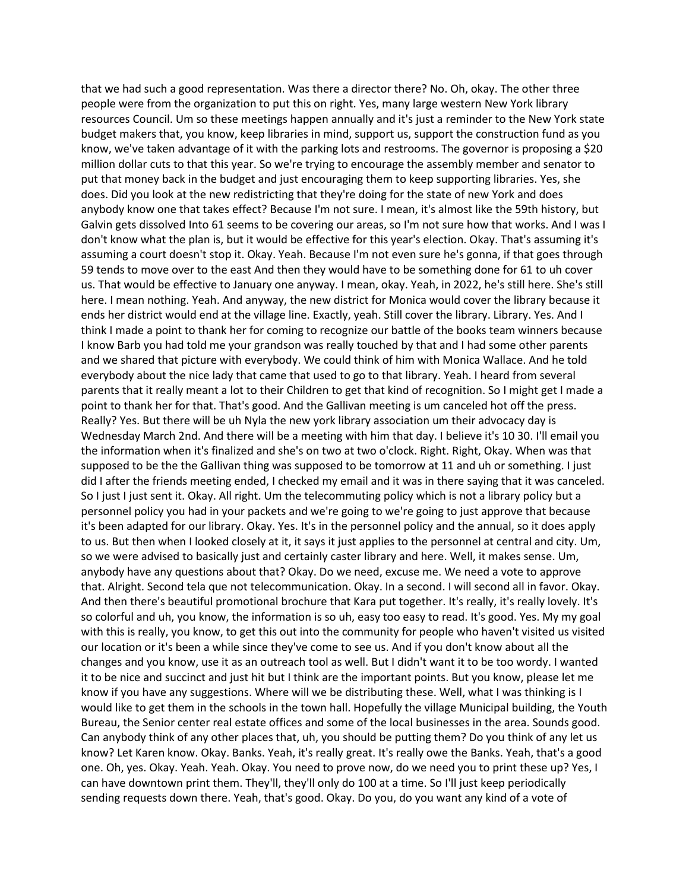that we had such a good representation. Was there a director there? No. Oh, okay. The other three people were from the organization to put this on right. Yes, many large western New York library resources Council. Um so these meetings happen annually and it's just a reminder to the New York state budget makers that, you know, keep libraries in mind, support us, support the construction fund as you know, we've taken advantage of it with the parking lots and restrooms. The governor is proposing a $20 million dollar cuts to that this year. So we're trying to encourage the assembly member and senator to put that money back in the budget and just encouraging them to keep supporting libraries. Yes, she does. Did you look at the new redistricting that they're doing for the state of new York and does anybody know one that takes effect? Because I'm not sure. I mean, it's almost like the 59th history, but Galvin gets dissolved Into 61 seems to be covering our areas, so I'm not sure how that works. And I was I don't know what the plan is, but it would be effective for this year's election. Okay. That's assuming it's assuming a court doesn't stop it. Okay. Yeah. Because I'm not even sure he's gonna, if that goes through 59 tends to move over to the east And then they would have to be something done for 61 to uh cover us. That would be effective to January one anyway. I mean, okay. Yeah, in 2022, he's still here. She's still here. I mean nothing. Yeah. And anyway, the new district for Monica would cover the library because it ends her district would end at the village line. Exactly, yeah. Still cover the library. Library. Yes. And I think I made a point to thank her for coming to recognize our battle of the books team winners because I know Barb you had told me your grandson was really touched by that and I had some other parents and we shared that picture with everybody. We could think of him with Monica Wallace. And he told everybody about the nice lady that came that used to go to that library. Yeah. I heard from several parents that it really meant a lot to their Children to get that kind of recognition. So I might get I made a point to thank her for that. That's good. And the Gallivan meeting is um canceled hot off the press. Really? Yes. But there will be uh Nyla the new york library association um their advocacy day is Wednesday March 2nd. And there will be a meeting with him that day. I believe it's 10 30. I'll email you the information when it's finalized and she's on two at two o'clock. Right. Right, Okay. When was that supposed to be the the Gallivan thing was supposed to be tomorrow at 11 and uh or something. I just did I after the friends meeting ended, I checked my email and it was in there saying that it was canceled. So I just I just sent it. Okay. All right. Um the telecommuting policy which is not a library policy but a personnel policy you had in your packets and we're going to we're going to just approve that because it's been adapted for our library. Okay. Yes. It's in the personnel policy and the annual, so it does apply to us. But then when I looked closely at it, it says it just applies to the personnel at central and city. Um, so we were advised to basically just and certainly caster library and here. Well, it makes sense. Um, anybody have any questions about that? Okay. Do we need, excuse me. We need a vote to approve that. Alright. Second tela que not telecommunication. Okay. In a second. I will second all in favor. Okay. And then there's beautiful promotional brochure that Kara put together. It's really, it's really lovely. It's so colorful and uh, you know, the information is so uh, easy too easy to read. It's good. Yes. My goal with this is really, you know, to get this out into the community for people who haven't visited us visited our location or it's been a while since they've come to see us. And if you don't know about all the changes and you know, use it as an outreach tool as well. But I didn't want it to be too wordy. I wanted it to be nice and succinct and just hit but I think are the important points. But you know, please let me know if you have any suggestions. Where will we be distributing these. Well, what I was thinking is I would like to get them in the schools in the town hall. Hopefully the village Municipal building, the Youth Bureau, the Senior center real estate offices and some of the local businesses in the area. Sounds good. Can anybody think of any other places that, uh, you should be putting them? Do you think of any let us know? Let Karen know. Okay. Banks. Yeah, it's really great. It's really owe the Banks. Yeah, that's a good one. Oh, yes. Okay. Yeah. Yeah. Okay. You need to prove now, do we need you to print these up? Yes, I can have downtown print them. They'll, they'll only do 100 at a time. So I'll just keep periodically sending requests down there. Yeah, that's good. Okay. Do you, do you want any kind of a vote of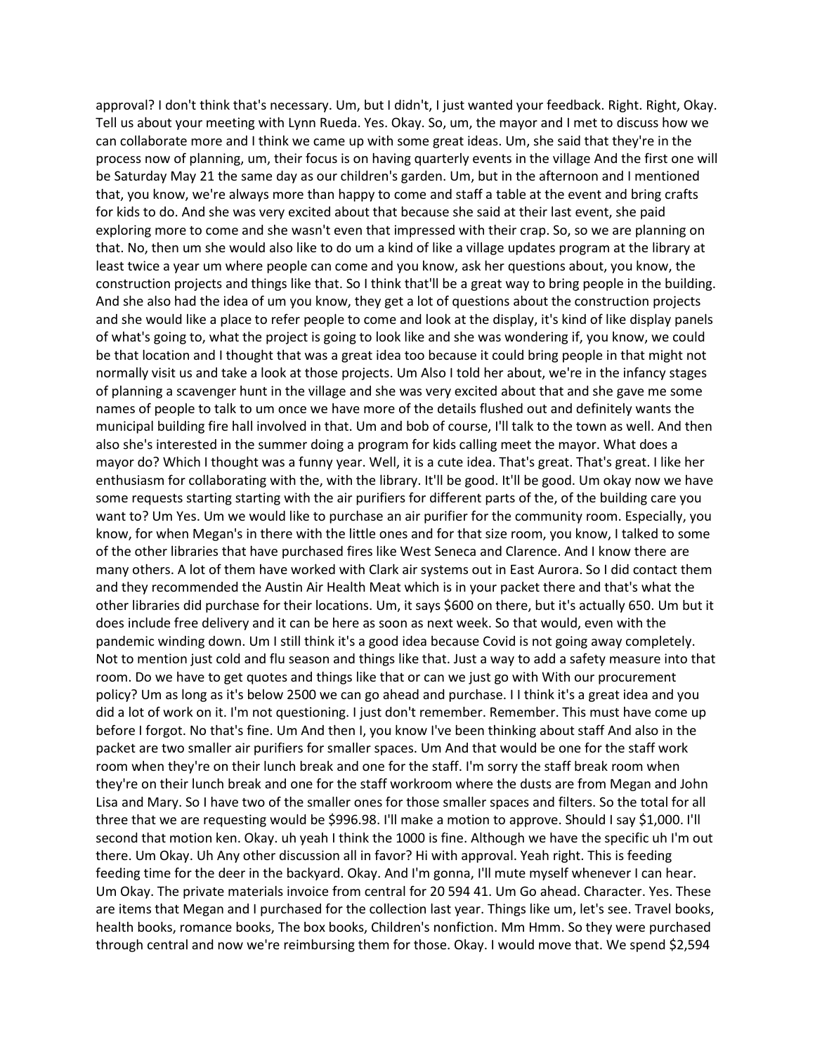approval? I don't think that's necessary. Um, but I didn't, I just wanted your feedback. Right. Right, Okay. Tell us about your meeting with Lynn Rueda. Yes. Okay. So, um, the mayor and I met to discuss how we can collaborate more and I think we came up with some great ideas. Um, she said that they're in the process now of planning, um, their focus is on having quarterly events in the village And the first one will be Saturday May 21 the same day as our children's garden. Um, but in the afternoon and I mentioned that, you know, we're always more than happy to come and staff a table at the event and bring crafts for kids to do. And she was very excited about that because she said at their last event, she paid exploring more to come and she wasn't even that impressed with their crap. So, so we are planning on that. No, then um she would also like to do um a kind of like a village updates program at the library at least twice a year um where people can come and you know, ask her questions about, you know, the construction projects and things like that. So I think that'll be a great way to bring people in the building. And she also had the idea of um you know, they get a lot of questions about the construction projects and she would like a place to refer people to come and look at the display, it's kind of like display panels of what's going to, what the project is going to look like and she was wondering if, you know, we could be that location and I thought that was a great idea too because it could bring people in that might not normally visit us and take a look at those projects. Um Also I told her about, we're in the infancy stages of planning a scavenger hunt in the village and she was very excited about that and she gave me some names of people to talk to um once we have more of the details flushed out and definitely wants the municipal building fire hall involved in that. Um and bob of course, I'll talk to the town as well. And then also she's interested in the summer doing a program for kids calling meet the mayor. What does a mayor do? Which I thought was a funny year. Well, it is a cute idea. That's great. That's great. I like her enthusiasm for collaborating with the, with the library. It'll be good. It'll be good. Um okay now we have some requests starting starting with the air purifiers for different parts of the, of the building care you want to? Um Yes. Um we would like to purchase an air purifier for the community room. Especially, you know, for when Megan's in there with the little ones and for that size room, you know, I talked to some of the other libraries that have purchased fires like West Seneca and Clarence. And I know there are many others. A lot of them have worked with Clark air systems out in East Aurora. So I did contact them and they recommended the Austin Air Health Meat which is in your packet there and that's what the other libraries did purchase for their locations. Um, it says $600 on there, but it's actually 650. Um but it does include free delivery and it can be here as soon as next week. So that would, even with the pandemic winding down. Um I still think it's a good idea because Covid is not going away completely. Not to mention just cold and flu season and things like that. Just a way to add a safety measure into that room. Do we have to get quotes and things like that or can we just go with With our procurement policy? Um as long as it's below 2500 we can go ahead and purchase. I I think it's a great idea and you did a lot of work on it. I'm not questioning. I just don't remember. Remember. This must have come up before I forgot. No that's fine. Um And then I, you know I've been thinking about staff And also in the packet are two smaller air purifiers for smaller spaces. Um And that would be one for the staff work room when they're on their lunch break and one for the staff. I'm sorry the staff break room when they're on their lunch break and one for the staff workroom where the dusts are from Megan and John Lisa and Mary. So I have two of the smaller ones for those smaller spaces and filters. So the total for all three that we are requesting would be $996.98. I'll make a motion to approve. Should I say $1,000. I'll second that motion ken. Okay. uh yeah I think the 1000 is fine. Although we have the specific uh I'm out there. Um Okay. Uh Any other discussion all in favor? Hi with approval. Yeah right. This is feeding feeding time for the deer in the backyard. Okay. And I'm gonna, I'll mute myself whenever I can hear. Um Okay. The private materials invoice from central for 20 594 41. Um Go ahead. Character. Yes. These are items that Megan and I purchased for the collection last year. Things like um, let's see. Travel books, health books, romance books, The box books, Children's nonfiction. Mm Hmm. So they were purchased through central and now we're reimbursing them for those. Okay. I would move that. We spend $2,594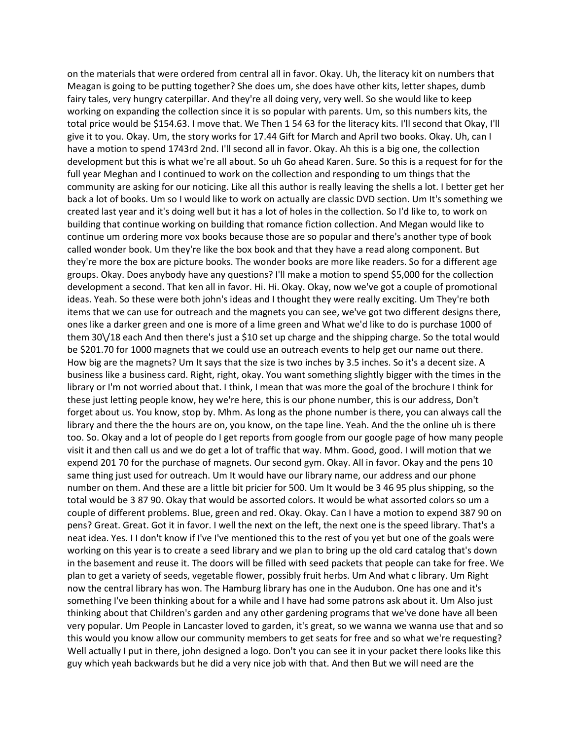on the materials that were ordered from central all in favor. Okay. Uh, the literacy kit on numbers that Meagan is going to be putting together? She does um, she does have other kits, letter shapes, dumb fairy tales, very hungry caterpillar. And they're all doing very, very well. So she would like to keep working on expanding the collection since it is so popular with parents. Um, so this numbers kits, the total price would be $154.63. I move that. We Then 1 54 63 for the literacy kits. I'll second that Okay, I'll give it to you. Okay. Um, the story works for 17.44 Gift for March and April two books. Okay. Uh, can I have a motion to spend 1743rd 2nd. I'll second all in favor. Okay. Ah this is a big one, the collection development but this is what we're all about. So uh Go ahead Karen. Sure. So this is a request for for the full year Meghan and I continued to work on the collection and responding to um things that the community are asking for our noticing. Like all this author is really leaving the shells a lot. I better get her back a lot of books. Um so I would like to work on actually are classic DVD section. Um It's something we created last year and it's doing well but it has a lot of holes in the collection. So I'd like to, to work on building that continue working on building that romance fiction collection. And Megan would like to continue um ordering more vox books because those are so popular and there's another type of book called wonder book. Um they're like the box book and that they have a read along component. But they're more the box are picture books. The wonder books are more like readers. So for a different age groups. Okay. Does anybody have any questions? I'll make a motion to spend $5,000 for the collection development a second. That ken all in favor. Hi. Hi. Okay. Okay, now we've got a couple of promotional ideas. Yeah. So these were both john's ideas and I thought they were really exciting. Um They're both items that we can use for outreach and the magnets you can see, we've got two different designs there, ones like a darker green and one is more of a lime green and What we'd like to do is purchase 1000 of them 30\/18 each And then there's just a $10 set up charge and the shipping charge. So the total would be $201.70 for 1000 magnets that we could use an outreach events to help get our name out there. How big are the magnets? Um It says that the size is two inches by 3.5 inches. So it's a decent size. A business like a business card. Right, right, okay. You want something slightly bigger with the times in the library or I'm not worried about that. I think, I mean that was more the goal of the brochure I think for these just letting people know, hey we're here, this is our phone number, this is our address, Don't forget about us. You know, stop by. Mhm. As long as the phone number is there, you can always call the library and there the the hours are on, you know, on the tape line. Yeah. And the the online uh is there too. So. Okay and a lot of people do I get reports from google from our google page of how many people visit it and then call us and we do get a lot of traffic that way. Mhm. Good, good. I will motion that we expend 201 70 for the purchase of magnets. Our second gym. Okay. All in favor. Okay and the pens 10 same thing just used for outreach. Um It would have our library name, our address and our phone number on them. And these are a little bit pricier for 500. Um It would be 3 46 95 plus shipping, so the total would be 3 87 90. Okay that would be assorted colors. It would be what assorted colors so um a couple of different problems. Blue, green and red. Okay. Okay. Can I have a motion to expend 387 90 on pens? Great. Great. Got it in favor. I well the next on the left, the next one is the speed library. That's a neat idea. Yes. I I don't know if I've I've mentioned this to the rest of you yet but one of the goals were working on this year is to create a seed library and we plan to bring up the old card catalog that's down in the basement and reuse it. The doors will be filled with seed packets that people can take for free. We plan to get a variety of seeds, vegetable flower, possibly fruit herbs. Um And what c library. Um Right now the central library has won. The Hamburg library has one in the Audubon. One has one and it's something I've been thinking about for a while and I have had some patrons ask about it. Um Also just thinking about that Children's garden and any other gardening programs that we've done have all been very popular. Um People in Lancaster loved to garden, it's great, so we wanna we wanna use that and so this would you know allow our community members to get seats for free and so what we're requesting? Well actually I put in there, john designed a logo. Don't you can see it in your packet there looks like this guy which yeah backwards but he did a very nice job with that. And then But we will need are the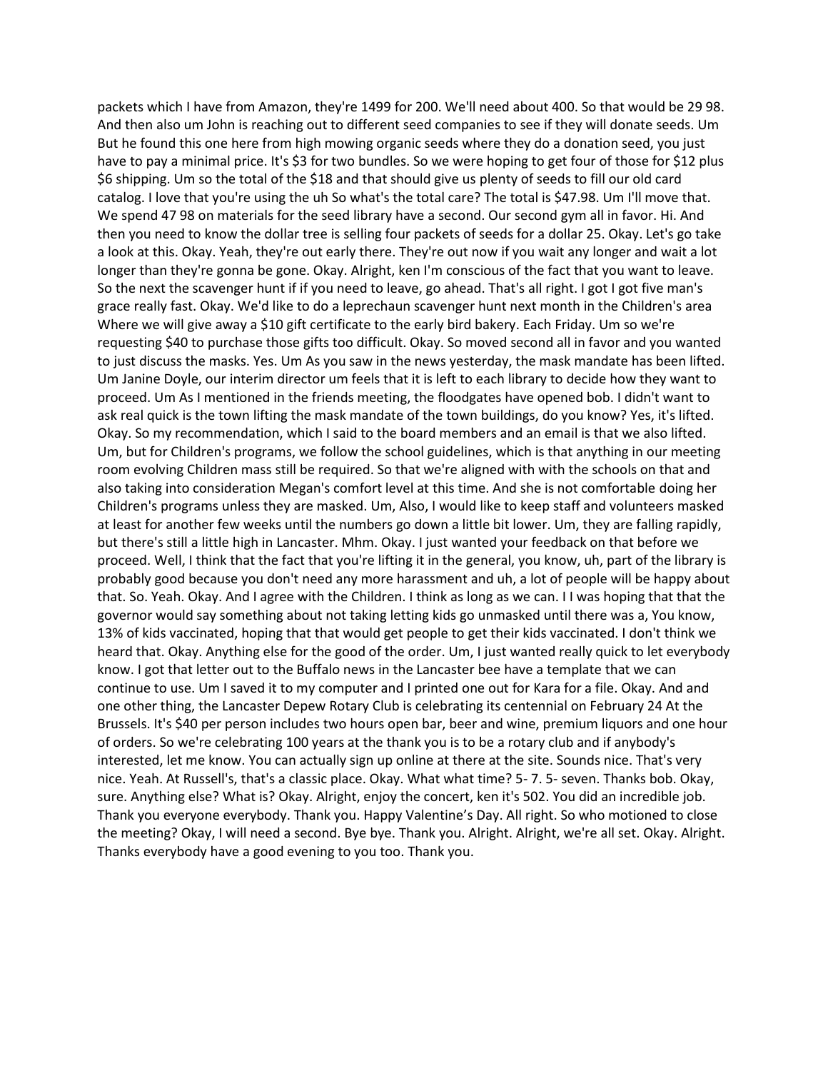packets which I have from Amazon, they're 1499 for 200. We'll need about 400. So that would be 29 98. And then also um John is reaching out to different seed companies to see if they will donate seeds. Um But he found this one here from high mowing organic seeds where they do a donation seed, you just have to pay a minimal price. It's $3 for two bundles. So we were hoping to get four of those for $12 plus $6 shipping. Um so the total of the $18 and that should give us plenty of seeds to fill our old card catalog. I love that you're using the uh So what's the total care? The total is $47.98. Um I'll move that. We spend 47 98 on materials for the seed library have a second. Our second gym all in favor. Hi. And then you need to know the dollar tree is selling four packets of seeds for a dollar 25. Okay. Let's go take a look at this. Okay. Yeah, they're out early there. They're out now if you wait any longer and wait a lot longer than they're gonna be gone. Okay. Alright, ken I'm conscious of the fact that you want to leave. So the next the scavenger hunt if if you need to leave, go ahead. That's all right. I got I got five man's grace really fast. Okay. We'd like to do a leprechaun scavenger hunt next month in the Children's area Where we will give away a $10 gift certificate to the early bird bakery. Each Friday. Um so we're requesting $40 to purchase those gifts too difficult. Okay. So moved second all in favor and you wanted to just discuss the masks. Yes. Um As you saw in the news yesterday, the mask mandate has been lifted. Um Janine Doyle, our interim director um feels that it is left to each library to decide how they want to proceed. Um As I mentioned in the friends meeting, the floodgates have opened bob. I didn't want to ask real quick is the town lifting the mask mandate of the town buildings, do you know? Yes, it's lifted. Okay. So my recommendation, which I said to the board members and an email is that we also lifted. Um, but for Children's programs, we follow the school guidelines, which is that anything in our meeting room evolving Children mass still be required. So that we're aligned with with the schools on that and also taking into consideration Megan's comfort level at this time. And she is not comfortable doing her Children's programs unless they are masked. Um, Also, I would like to keep staff and volunteers masked at least for another few weeks until the numbers go down a little bit lower. Um, they are falling rapidly, but there's still a little high in Lancaster. Mhm. Okay. I just wanted your feedback on that before we proceed. Well, I think that the fact that you're lifting it in the general, you know, uh, part of the library is probably good because you don't need any more harassment and uh, a lot of people will be happy about that. So. Yeah. Okay. And I agree with the Children. I think as long as we can. I I was hoping that that the governor would say something about not taking letting kids go unmasked until there was a, You know, 13% of kids vaccinated, hoping that that would get people to get their kids vaccinated. I don't think we heard that. Okay. Anything else for the good of the order. Um, I just wanted really quick to let everybody know. I got that letter out to the Buffalo news in the Lancaster bee have a template that we can continue to use. Um I saved it to my computer and I printed one out for Kara for a file. Okay. And and one other thing, the Lancaster Depew Rotary Club is celebrating its centennial on February 24 At the Brussels. It's $40 per person includes two hours open bar, beer and wine, premium liquors and one hour of orders. So we're celebrating 100 years at the thank you is to be a rotary club and if anybody's interested, let me know. You can actually sign up online at there at the site. Sounds nice. That's very nice. Yeah. At Russell's, that's a classic place. Okay. What what time? 5- 7. 5- seven. Thanks bob. Okay, sure. Anything else? What is? Okay. Alright, enjoy the concert, ken it's 502. You did an incredible job. Thank you everyone everybody. Thank you. Happy Valentine's Day. All right. So who motioned to close the meeting? Okay, I will need a second. Bye bye. Thank you. Alright. Alright, we're all set. Okay. Alright. Thanks everybody have a good evening to you too. Thank you.